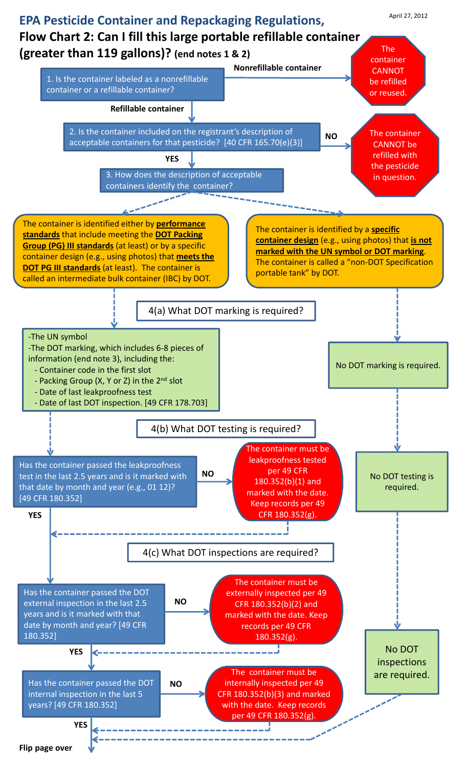April 27, 2012

# EPA Pesticide Container and Repackaging Regulations,

## Flow Chart 2: Can I fill this large portable refillable container (greater than 119 gallons)? (end notes 1 & 2)

1. Is the container labeled as a nonrefillable container or a refillable container?
   - **Nonrefillable container** → The container CANNOT be refilled or reused.
   - **Refillable container** → go to 2.

2. Is the container included on the registrant's description of acceptable containers for that pesticide? [40 CFR 165.70(e)(3)]
   - **NO** → The container CANNOT be refilled with the pesticide in question.
   - **YES** → go to 3.

3. How does the description of acceptable containers identify the container?

**Left path:** The container is identified either by **performance standards** that include meeting the **DOT Packing Group (PG) III standards** (at least) or by a specific container design (e.g., using photos) that **meets the DOT PG III standards** (at least). The container is called an intermediate bulk container (IBC) by DOT.

**Right path:** The container is identified by a **specific container design** (e.g., using photos) that **is not marked with the UN symbol or DOT marking**. The container is called a "non-DOT Specification portable tank" by DOT.

### 4(a) What DOT marking is required?

**Left path (IBC):**

- The UN symbol
- The DOT marking, which includes 6-8 pieces of information (end note 3), including the:
  - Container code in the first slot
  - Packing Group (X, Y or Z) in the 2nd slot
  - Date of last leakproofness test
  - Date of last DOT inspection. [49 CFR 178.703]

**Right path (non-DOT Specification portable tank):** No DOT marking is required.

### 4(b) What DOT testing is required?

**Left path (IBC):** Has the container passed the leakproofness test in the last 2.5 years and is it marked with that date by month and year (e.g., 01 12)? [49 CFR 180.352]

- **NO** → The container must be leakproofness tested per 49 CFR 180.352(b)(1) and marked with the date. Keep records per 49 CFR 180.352(g). Then go to 4(c).
- **YES** → go to 4(c).

**Right path (non-DOT Specification portable tank):** No DOT testing is required.

### 4(c) What DOT inspections are required?

**Left path (IBC):**

Has the container passed the DOT external inspection in the last 2.5 years and is it marked with that date by month and year? [49 CFR 180.352]

- **NO** → The container must be externally inspected per 49 CFR 180.352(b)(2) and marked with the date. Keep records per 49 CFR 180.352(g). Then continue to the internal inspection question.
- **YES** → continue to the internal inspection question.

Has the container passed the DOT internal inspection in the last 5 years? [49 CFR 180.352]

- **NO** → The container must be internally inspected per 49 CFR 180.352(b)(3) and marked with the date. Keep records per 49 CFR 180.352(g). Then flip page over.
- **YES** → flip page over.

**Right path (non-DOT Specification portable tank):** No DOT inspections are required. Then flip page over.

**Flip page over**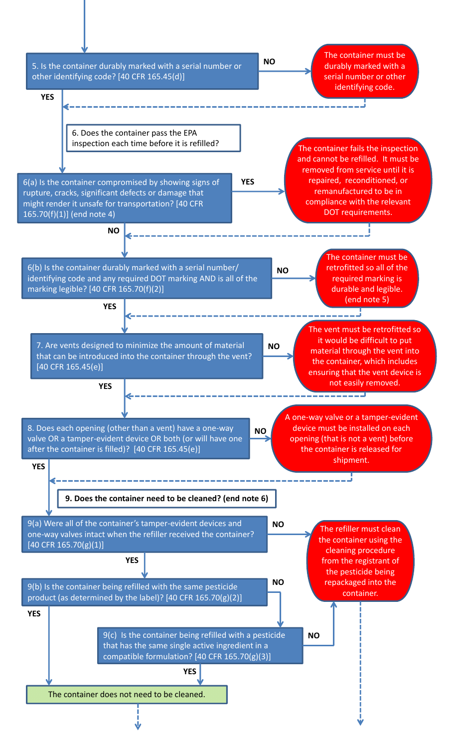5. Is the container durably marked with a serial number or other identifying code? [40 CFR 165.45(d)]

- **NO** → The container must be durably marked with a serial number or other identifying code.
- **YES** → continue

**6. Does the container pass the EPA inspection each time before it is refilled?**

6(a) Is the container compromised by showing signs of rupture, cracks, significant defects or damage that might render it unsafe for transportation? [40 CFR 165.70(f)(1)] (end note 4)

- **YES** → The container fails the inspection and cannot be refilled. It must be removed from service until it is repaired, reconditioned, or remanufactured to be in compliance with the relevant DOT requirements.
- **NO** → continue

6(b) Is the container durably marked with a serial number/ identifying code and any required DOT marking AND is all of the marking legible? [40 CFR 165.70(f)(2)]

- **NO** → The container must be retrofitted so all of the required marking is durable and legible. (end note 5)
- **YES** → continue

7. Are vents designed to minimize the amount of material that can be introduced into the container through the vent? [40 CFR 165.45(e)]

- **NO** → The vent must be retrofitted so it would be difficult to put material through the vent into the container, which includes ensuring that the vent device is not easily removed.
- **YES** → continue

8. Does each opening (other than a vent) have a one-way valve OR a tamper-evident device OR both (or will have one after the container is filled)? [40 CFR 165.45(e)]

- **NO** → A one-way valve or a tamper-evident device must be installed on each opening (that is not a vent) before the container is released for shipment.
- **YES** → continue

**9. Does the container need to be cleaned? (end note 6)**

9(a) Were all of the container's tamper-evident devices and one-way valves intact when the refiller received the container? [40 CFR 165.70(g)(1)]

- **NO** → The refiller must clean the container using the cleaning procedure from the registrant of the pesticide being repackaged into the container.
- **YES** → 9(b)

9(b) Is the container being refilled with the same pesticide product (as determined by the label)? [40 CFR 165.70(g)(2)]

- **YES** → The container does not need to be cleaned.
- **NO** → 9(c)

9(c) Is the container being refilled with a pesticide that has the same single active ingredient in a compatible formulation? [40 CFR 165.70(g)(3)]

- **YES** → The container does not need to be cleaned.
- **NO** → The refiller must clean the container using the cleaning procedure from the registrant of the pesticide being repackaged into the container.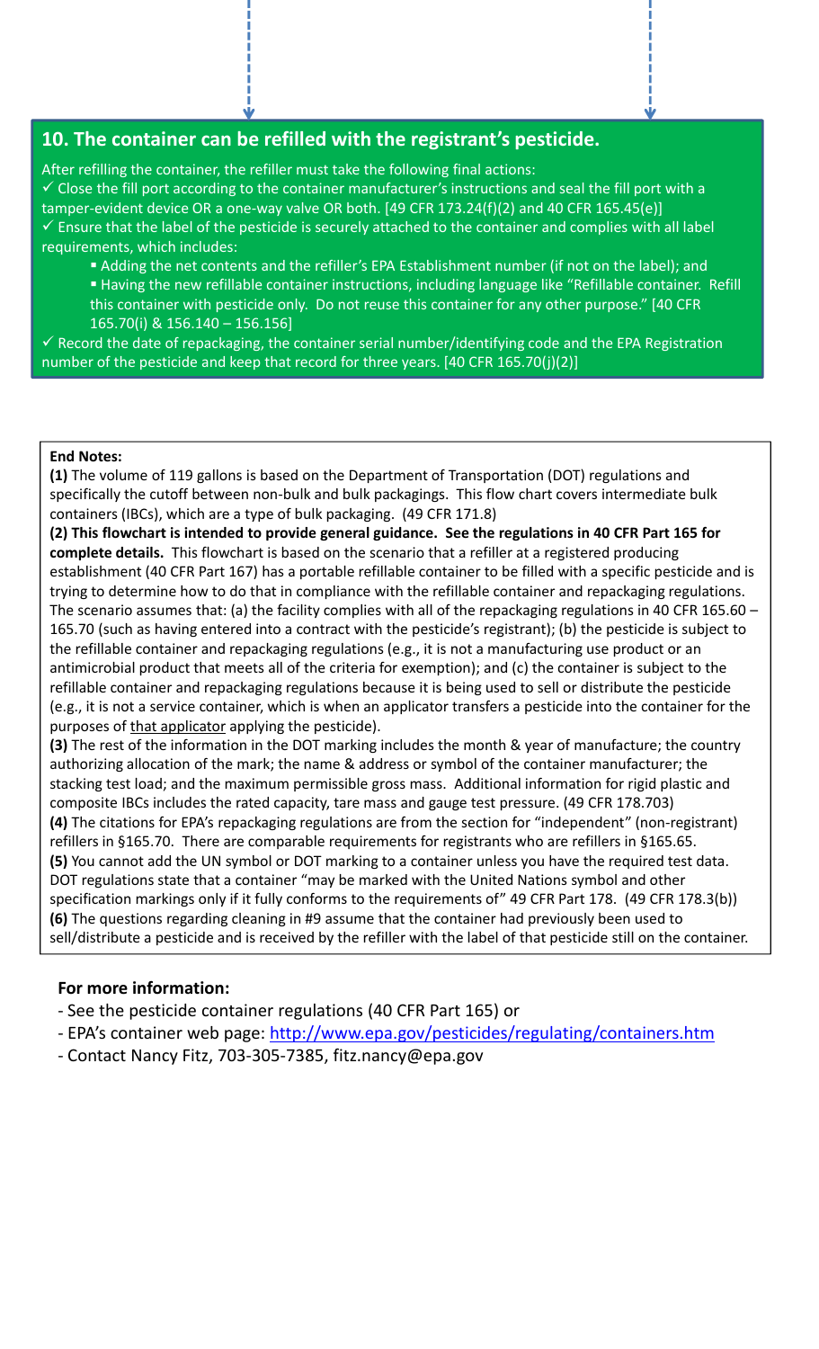## 10. The container can be refilled with the registrant's pesticide.

After refilling the container, the refiller must take the following final actions:

✓ Close the fill port according to the container manufacturer's instructions and seal the fill port with a tamper-evident device OR a one-way valve OR both. [49 CFR 173.24(f)(2) and 40 CFR 165.45(e)]

✓ Ensure that the label of the pesticide is securely attached to the container and complies with all label requirements, which includes:

- Adding the net contents and the refiller's EPA Establishment number (if not on the label); and
- Having the new refillable container instructions, including language like "Refillable container. Refill this container with pesticide only. Do not reuse this container for any other purpose." [40 CFR 165.70(i) & 156.140 – 156.156]

✓ Record the date of repackaging, the container serial number/identifying code and the EPA Registration number of the pesticide and keep that record for three years. [40 CFR 165.70(j)(2)]

**End Notes:**

**(1)** The volume of 119 gallons is based on the Department of Transportation (DOT) regulations and specifically the cutoff between non-bulk and bulk packagings. This flow chart covers intermediate bulk containers (IBCs), which are a type of bulk packaging. (49 CFR 171.8)

**(2) This flowchart is intended to provide general guidance. See the regulations in 40 CFR Part 165 for complete details.** This flowchart is based on the scenario that a refiller at a registered producing establishment (40 CFR Part 167) has a portable refillable container to be filled with a specific pesticide and is trying to determine how to do that in compliance with the refillable container and repackaging regulations. The scenario assumes that: (a) the facility complies with all of the repackaging regulations in 40 CFR 165.60 – 165.70 (such as having entered into a contract with the pesticide's registrant); (b) the pesticide is subject to the refillable container and repackaging regulations (e.g., it is not a manufacturing use product or an antimicrobial product that meets all of the criteria for exemption); and (c) the container is subject to the refillable container and repackaging regulations because it is being used to sell or distribute the pesticide (e.g., it is not a service container, which is when an applicator transfers a pesticide into the container for the purposes of that applicator applying the pesticide).

**(3)** The rest of the information in the DOT marking includes the month & year of manufacture; the country authorizing allocation of the mark; the name & address or symbol of the container manufacturer; the stacking test load; and the maximum permissible gross mass. Additional information for rigid plastic and composite IBCs includes the rated capacity, tare mass and gauge test pressure. (49 CFR 178.703)

**(4)** The citations for EPA's repackaging regulations are from the section for "independent" (non-registrant) refillers in §165.70. There are comparable requirements for registrants who are refillers in §165.65.

**(5)** You cannot add the UN symbol or DOT marking to a container unless you have the required test data. DOT regulations state that a container "may be marked with the United Nations symbol and other specification markings only if it fully conforms to the requirements of" 49 CFR Part 178. (49 CFR 178.3(b))

**(6)** The questions regarding cleaning in #9 assume that the container had previously been used to sell/distribute a pesticide and is received by the refiller with the label of that pesticide still on the container.

**For more information:**

- See the pesticide container regulations (40 CFR Part 165) or
- EPA's container web page: http://www.epa.gov/pesticides/regulating/containers.htm
- Contact Nancy Fitz, 703-305-7385, fitz.nancy@epa.gov